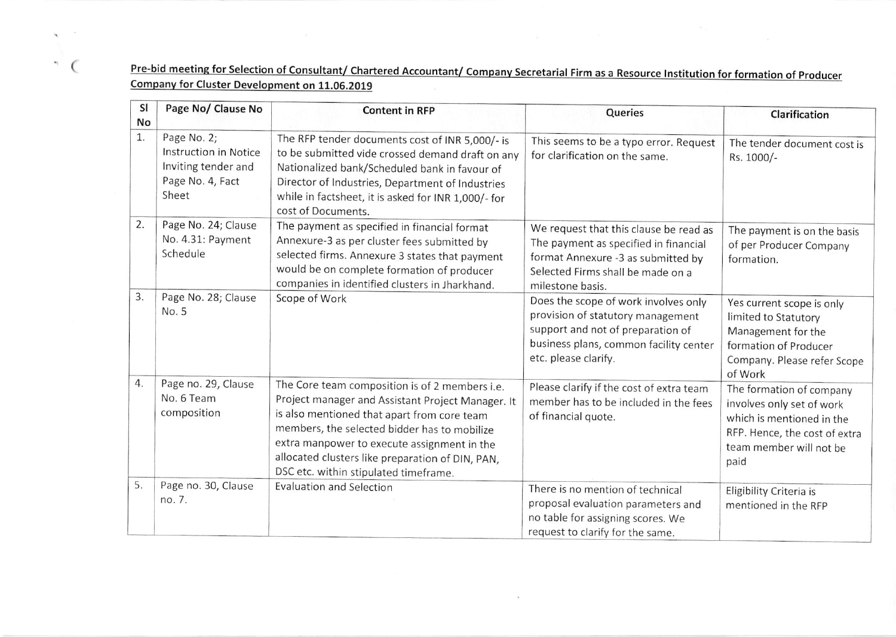**Pre-bid meeting for Selection of Consultant/ Chartered Accountant/ Company Secretarial Firm as a Resource Institution for formation of Producer Company for Cluster Development on 11.06.2019**

| Sl No | Page No/ Clause No | Content in RFP | Queries | Clarification |
|---|---|---|---|---|
| 1. | Page No. 2; Instruction in Notice Inviting tender and Page No. 4, Fact Sheet | The RFP tender documents cost of INR 5,000/- is to be submitted vide crossed demand draft on any Nationalized bank/Scheduled bank in favour of Director of Industries, Department of Industries while in factsheet, it is asked for INR 1,000/- for cost of Documents. | This seems to be a typo error. Request for clarification on the same. | The tender document cost is Rs. 1000/- |
| 2. | Page No. 24; Clause No. 4.31: Payment Schedule | The payment as specified in financial format Annexure-3 as per cluster fees submitted by selected firms. Annexure 3 states that payment would be on complete formation of producer companies in identified clusters in Jharkhand. | We request that this clause be read as The payment as specified in financial format Annexure -3 as submitted by Selected Firms shall be made on a milestone basis. | The payment is on the basis of per Producer Company formation. |
| 3. | Page No. 28; Clause No. 5 | Scope of Work | Does the scope of work involves only provision of statutory management support and not of preparation of business plans, common facility center etc. please clarify. | Yes current scope is only limited to Statutory Management for the formation of Producer Company. Please refer Scope of Work |
| 4. | Page no. 29, Clause No. 6 Team composition | The Core team composition is of 2 members i.e. Project manager and Assistant Project Manager. It is also mentioned that apart from core team members, the selected bidder has to mobilize extra manpower to execute assignment in the allocated clusters like preparation of DIN, PAN, DSC etc. within stipulated timeframe. | Please clarify if the cost of extra team member has to be included in the fees of financial quote. | The formation of company involves only set of work which is mentioned in the RFP. Hence, the cost of extra team member will not be paid |
| 5. | Page no. 30, Clause no. 7. | Evaluation and Selection | There is no mention of technical proposal evaluation parameters and no table for assigning scores. We request to clarify for the same. | Eligibility Criteria is mentioned in the RFP |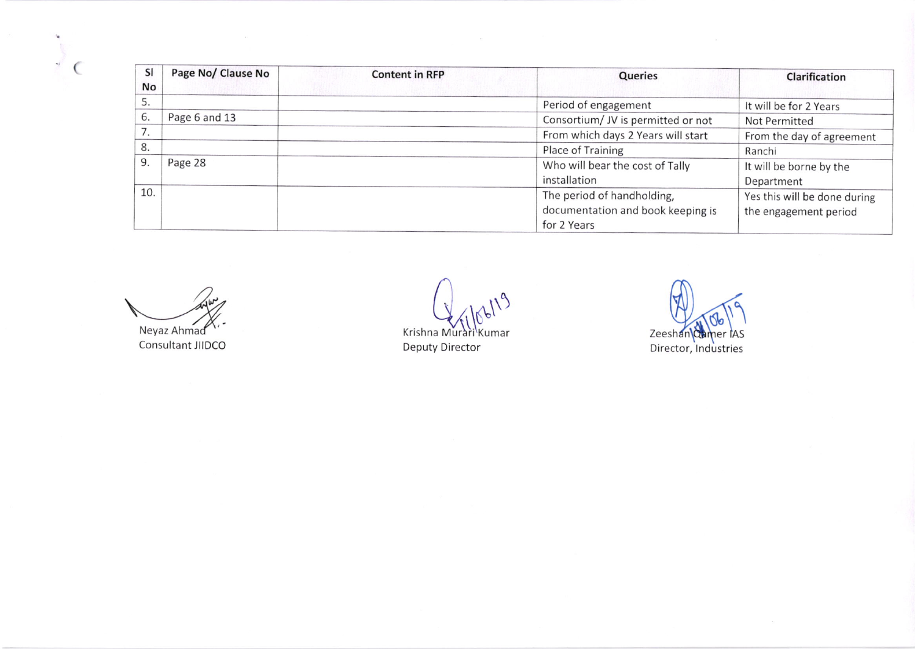| Sl No | Page No/ Clause No | Content in RFP | Queries | Clarification |
|---|---|---|---|---|
| 5. | | | Period of engagement | It will be for 2 Years |
| 6. | Page 6 and 13 | | Consortium/ JV is permitted or not | Not Permitted |
| 7. | | | From which days 2 Years will start | From the day of agreement |
| 8. | | | Place of Training | Ranchi |
| 9. | Page 28 | | Who will bear the cost of Tally installation | It will be borne by the Department |
| 10. | | | The period of handholding, documentation and book keeping is for 2 Years | Yes this will be done during the engagement period |

Neyaz Ahmad
Consultant JIIDCO

Krishna Murari Kumar
Deputy Director

Zeeshan Qamer IAS
Director, Industries